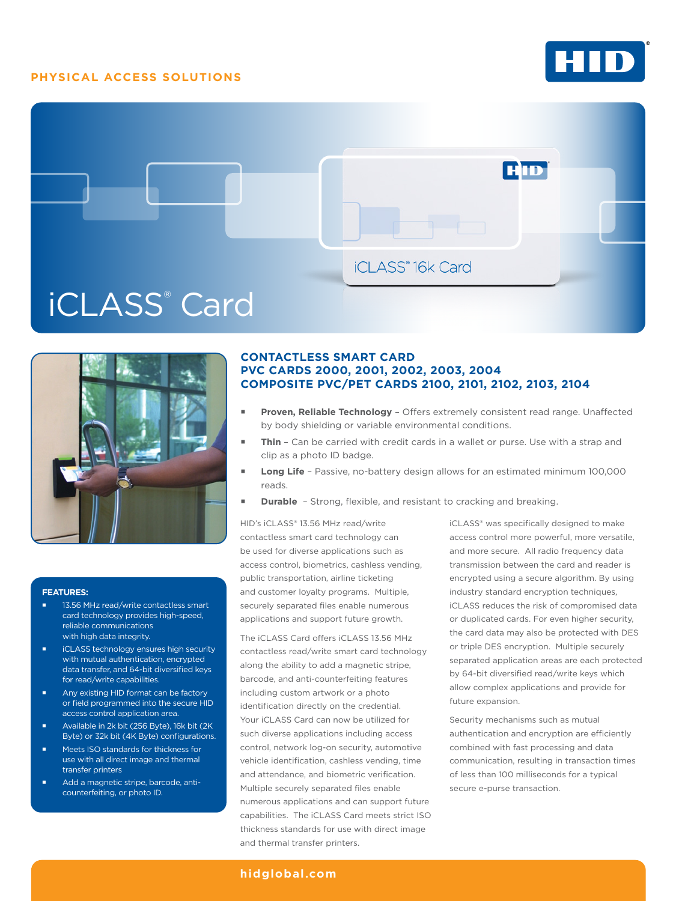PHYSICAL ACCESS SOLUTIONS

# iCLASS® Card

iCLASS® 16k Card

## CONTACTLESS SMART CARD
## PVC CARDS 2000, 2001, 2002, 2003, 2004
## COMPOSITE PVC/PET CARDS 2100, 2101, 2102, 2103, 2104

- **Proven, Reliable Technology** – Offers extremely consistent read range. Unaffected by body shielding or variable environmental conditions.
- **Thin** – Can be carried with credit cards in a wallet or purse. Use with a strap and clip as a photo ID badge.
- **Long Life** – Passive, no-battery design allows for an estimated minimum 100,000 reads.
- **Durable** – Strong, flexible, and resistant to cracking and breaking.

HID's iCLASS® 13.56 MHz read/write contactless smart card technology can be used for diverse applications such as access control, biometrics, cashless vending, public transportation, airline ticketing and customer loyalty programs. Multiple, securely separated files enable numerous applications and support future growth.

The iCLASS Card offers iCLASS 13.56 MHz contactless read/write smart card technology along the ability to add a magnetic stripe, barcode, and anti-counterfeiting features including custom artwork or a photo identification directly on the credential. Your iCLASS Card can now be utilized for such diverse applications including access control, network log-on security, automotive vehicle identification, cashless vending, time and attendance, and biometric verification. Multiple securely separated files enable numerous applications and can support future capabilities. The iCLASS Card meets strict ISO thickness standards for use with direct image and thermal transfer printers.

iCLASS® was specifically designed to make access control more powerful, more versatile, and more secure. All radio frequency data transmission between the card and reader is encrypted using a secure algorithm. By using industry standard encryption techniques, iCLASS reduces the risk of compromised data or duplicated cards. For even higher security, the card data may also be protected with DES or triple DES encryption. Multiple securely separated application areas are each protected by 64-bit diversified read/write keys which allow complex applications and provide for future expansion.

Security mechanisms such as mutual authentication and encryption are efficiently combined with fast processing and data communication, resulting in transaction times of less than 100 milliseconds for a typical secure e-purse transaction.

### FEATURES:

- 13.56 MHz read/write contactless smart card technology provides high-speed, reliable communications with high data integrity.
- iCLASS technology ensures high security with mutual authentication, encrypted data transfer, and 64-bit diversified keys for read/write capabilities.
- Any existing HID format can be factory or field programmed into the secure HID access control application area.
- Available in 2k bit (256 Byte), 16k bit (2K Byte) or 32k bit (4K Byte) configurations.
- Meets ISO standards for thickness for use with all direct image and thermal transfer printers
- Add a magnetic stripe, barcode, anti-counterfeiting, or photo ID.

hidglobal.com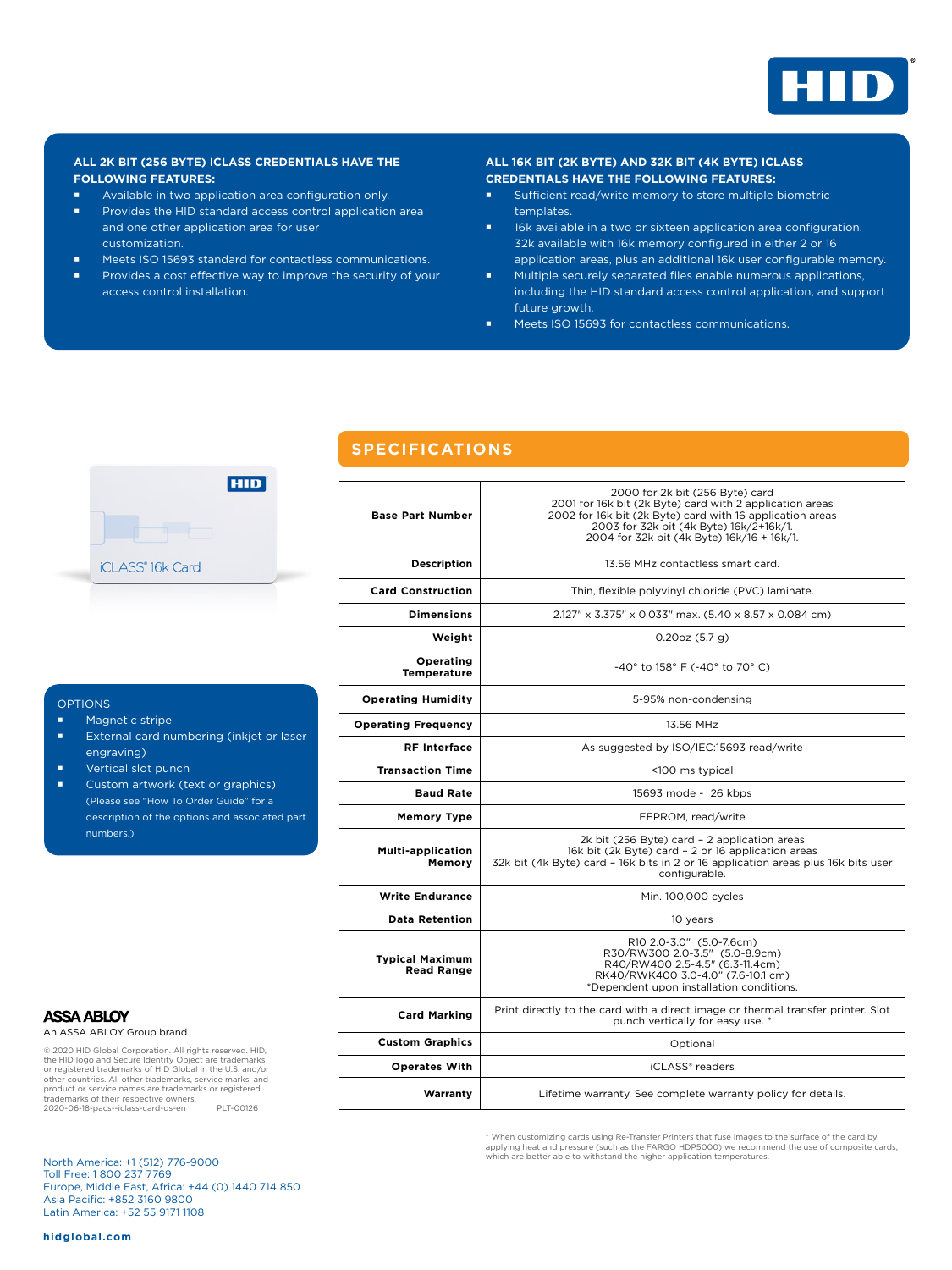**ALL 2K BIT (256 BYTE) ICLASS CREDENTIALS HAVE THE FOLLOWING FEATURES:**

- Available in two application area configuration only.
- Provides the HID standard access control application area and one other application area for user customization.
- Meets ISO 15693 standard for contactless communications.
- Provides a cost effective way to improve the security of your access control installation.

**ALL 16K BIT (2K BYTE) AND 32K BIT (4K BYTE) ICLASS CREDENTIALS HAVE THE FOLLOWING FEATURES:**

- Sufficient read/write memory to store multiple biometric templates.
- 16k available in a two or sixteen application area configuration. 32k available with 16k memory configured in either 2 or 16 application areas, plus an additional 16k user configurable memory.
- Multiple securely separated files enable numerous applications, including the HID standard access control application, and support future growth.
- Meets ISO 15693 for contactless communications.

iCLASS® 16k Card

OPTIONS

- Magnetic stripe
- External card numbering (inkjet or laser engraving)
- Vertical slot punch
- Custom artwork (text or graphics) (Please see "How To Order Guide" for a description of the options and associated part numbers.)

## SPECIFICATIONS

| | |
|---|---|
| **Base Part Number** | 2000 for 2k bit (256 Byte) card<br>2001 for 16k bit (2k Byte) card with 2 application areas<br>2002 for 16k bit (2k Byte) card with 16 application areas<br>2003 for 32k bit (4k Byte) 16k/2+16k/1.<br>2004 for 32k bit (4k Byte) 16k/16 + 16k/1. |
| **Description** | 13.56 MHz contactless smart card. |
| **Card Construction** | Thin, flexible polyvinyl chloride (PVC) laminate. |
| **Dimensions** | 2.127" x 3.375" x 0.033" max. (5.40 x 8.57 x 0.084 cm) |
| **Weight** | 0.20oz (5.7 g) |
| **Operating Temperature** | -40° to 158° F (-40° to 70° C) |
| **Operating Humidity** | 5-95% non-condensing |
| **Operating Frequency** | 13.56 MHz |
| **RF Interface** | As suggested by ISO/IEC:15693 read/write |
| **Transaction Time** | <100 ms typical |
| **Baud Rate** | 15693 mode - 26 kbps |
| **Memory Type** | EEPROM, read/write |
| **Multi-application Memory** | 2k bit (256 Byte) card – 2 application areas<br>16k bit (2k Byte) card – 2 or 16 application areas<br>32k bit (4k Byte) card – 16k bits in 2 or 16 application areas plus 16k bits user configurable. |
| **Write Endurance** | Min. 100,000 cycles |
| **Data Retention** | 10 years |
| **Typical Maximum Read Range** | R10 2.0-3.0" (5.0-7.6cm)<br>R30/RW300 2.0-3.5" (5.0-8.9cm)<br>R40/RW400 2.5-4.5" (6.3-11.4cm)<br>RK40/RWK400 3.0-4.0" (7.6-10.1 cm)<br>*Dependent upon installation conditions. |
| **Card Marking** | Print directly to the card with a direct image or thermal transfer printer. Slot punch vertically for easy use. * |
| **Custom Graphics** | Optional |
| **Operates With** | iCLASS® readers |
| **Warranty** | Lifetime warranty. See complete warranty policy for details. |

* When customizing cards using Re-Transfer Printers that fuse images to the surface of the card by applying heat and pressure (such as the FARGO HDP5000) we recommend the use of composite cards, which are better able to withstand the higher application temperatures.

**ASSA ABLOY**
An ASSA ABLOY Group brand

© 2020 HID Global Corporation. All rights reserved. HID, the HID logo and Secure Identity Object are trademarks or registered trademarks of HID Global in the U.S. and/or other countries. All other trademarks, service marks, and product or service names are trademarks or registered trademarks of their respective owners.
2020-06-18-pacs--iclass-card-ds-en PLT-00126

North America: +1 (512) 776-9000
Toll Free: 1 800 237 7769
Europe, Middle East, Africa: +44 (0) 1440 714 850
Asia Pacific: +852 3160 9800
Latin America: +52 55 9171 1108

**hidglobal.com**